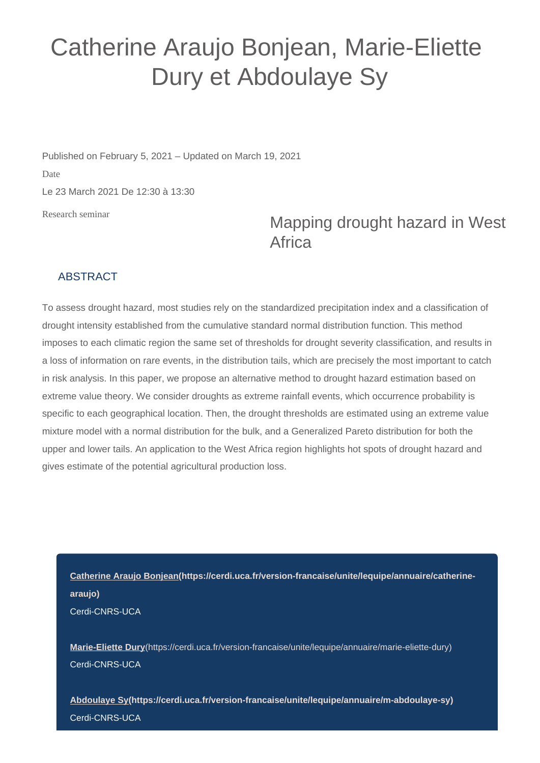# Catherine Araujo Bonjean, Marie-Eliette Dury et Abdoulaye Sy

Published on February 5, 2021 – Updated on March 19, 2021

Date

Le 23 March 2021 De 12:30 à 13:30

Research seminar

## Mapping drought hazard in West Africa

### ABSTRACT

To assess drought hazard, most studies rely on the standardized precipitation index and a classification of drought intensity established from the cumulative standard normal distribution function. This method imposes to each climatic region the same set of thresholds for drought severity classification, and results in a loss of information on rare events, in the distribution tails, which are precisely the most important to catch in risk analysis. In this paper, we propose an alternative method to drought hazard estimation based on extreme value theory. We consider droughts as extreme rainfall events, which occurrence probability is specific to each geographical location. Then, the drought thresholds are estimated using an extreme value mixture model with a normal distribution for the bulk, and a Generalized Pareto distribution for both the upper and lower tails. An application to the West Africa region highlights hot spots of drought hazard and gives estimate of the potential agricultural production loss.

**Catherine Araujo Bonjean(https://cerdi.uca.fr/version-francaise/unite/lequipe/annuaire/catherine-araujo)**
Cerdi-CNRS-UCA

**Marie-Eliette Dury**(https://cerdi.uca.fr/version-francaise/unite/lequipe/annuaire/marie-eliette-dury)
Cerdi-CNRS-UCA

**Abdoulaye Sy(https://cerdi.uca.fr/version-francaise/unite/lequipe/annuaire/m-abdoulaye-sy)**
Cerdi-CNRS-UCA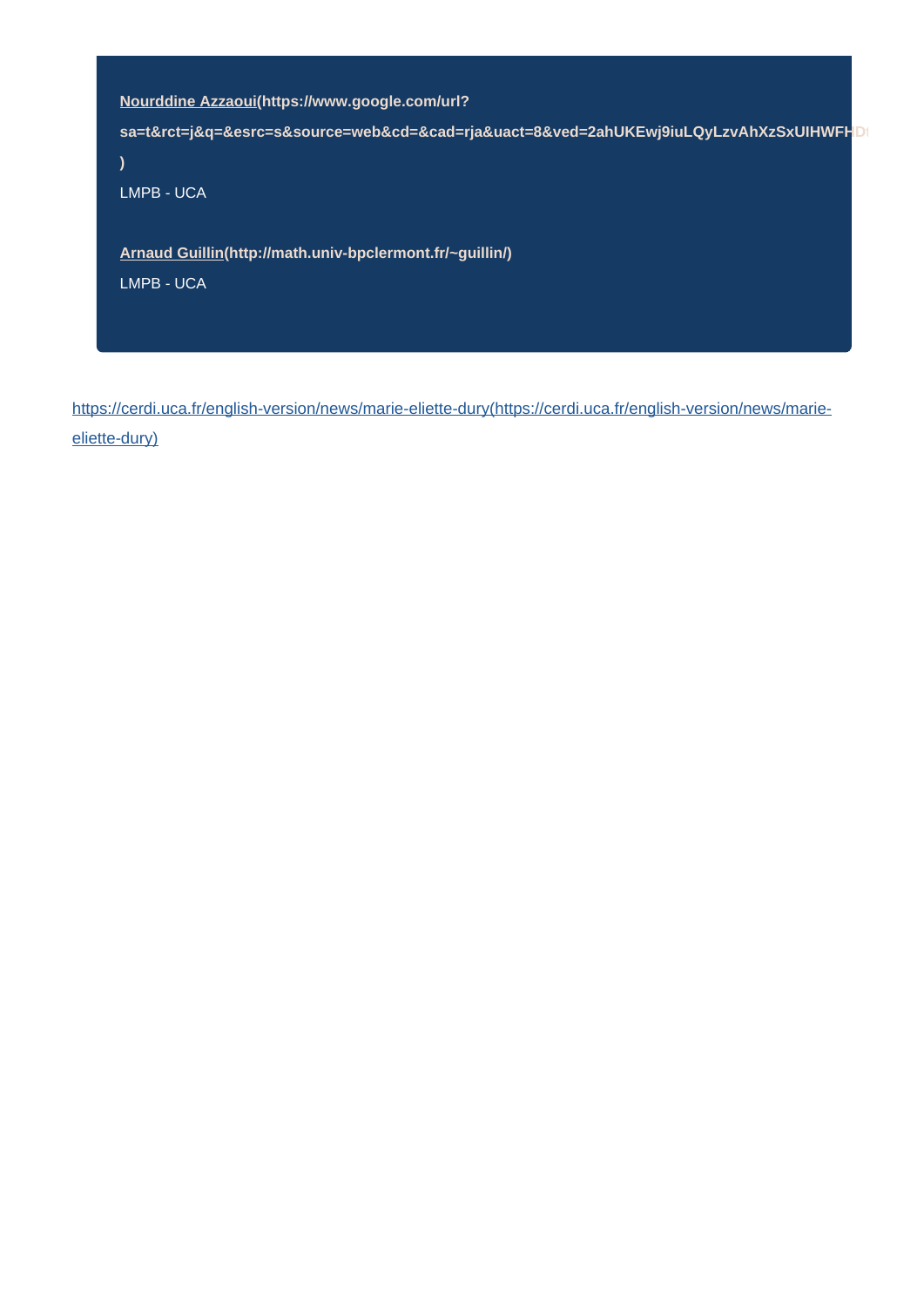**Nourddine Azzaoui**(https://www.google.com/url?sa=t&rct=j&q=&esrc=s&source=web&cd=&cad=rja&uact=8&ved=2ahUKEwj9iuLQyLzvAhXzSxUIHWFHD

)

LMPB - UCA

**Arnaud Guillin**(http://math.univ-bpclermont.fr/~guillin/)

LMPB - UCA

https://cerdi.uca.fr/english-version/news/marie-eliette-dury(https://cerdi.uca.fr/english-version/news/marie-eliette-dury)